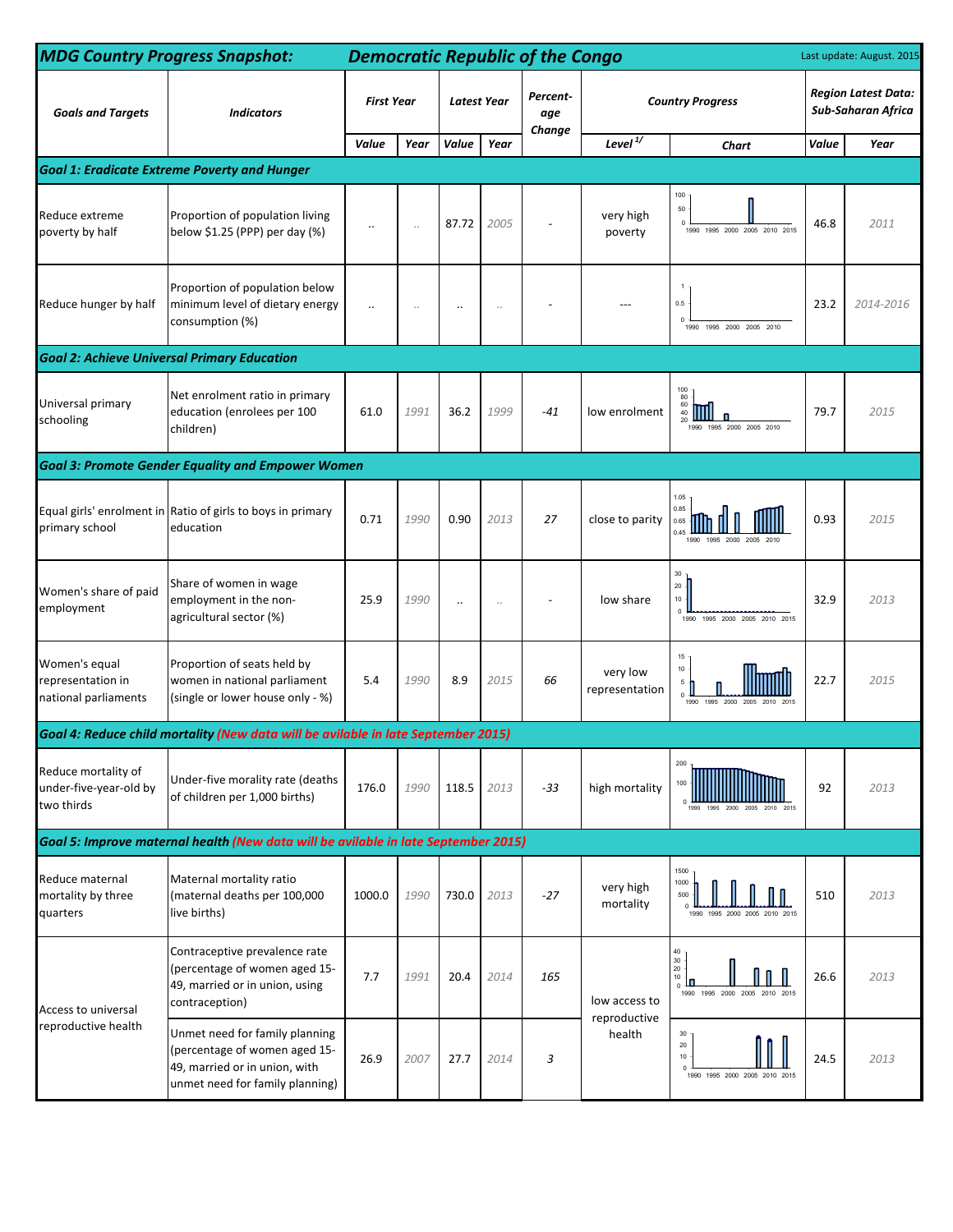# MDG Country Progress Snapshot: Democratic Republic of the Congo

Last update: August. 2015

| Goals and Targets | Indicators | First Year | | Latest Year | | Percent-age Change | Country Progress | | Region Latest Data: Sub-Saharan Africa | |
|---|---|---|---|---|---|---|---|---|---|---|
| | | Value | Year | Value | Year | | Level [1/] | Chart | Value | Year |
| **Goal 1: Eradicate Extreme Poverty and Hunger** | | | | | | | | | | |
| Reduce extreme poverty by half | Proportion of population living below $1.25 (PPP) per day (%) | .. | .. | 87.72 | 2005 | - | very high poverty | | 46.8 | 2011 |
| Reduce hunger by half | Proportion of population below minimum level of dietary energy consumption (%) | .. | .. | .. | .. | - | --- | | 23.2 | 2014-2016 |
| **Goal 2: Achieve Universal Primary Education** | | | | | | | | | | |
| Universal primary schooling | Net enrolment ratio in primary education (enrolees per 100 children) | 61.0 | 1991 | 36.2 | 1999 | -41 | low enrolment | | 79.7 | 2015 |
| **Goal 3: Promote Gender Equality and Empower Women** | | | | | | | | | | |
| Equal girls' enrolment in primary school | Ratio of girls to boys in primary education | 0.71 | 1990 | 0.90 | 2013 | 27 | close to parity | | 0.93 | 2015 |
| Women's share of paid employment | Share of women in wage employment in the non-agricultural sector (%) | 25.9 | 1990 | .. | .. | - | low share | | 32.9 | 2013 |
| Women's equal representation in national parliaments | Proportion of seats held by women in national parliament (single or lower house only - %) | 5.4 | 1990 | 8.9 | 2015 | 66 | very low representation | | 22.7 | 2015 |
| **Goal 4: Reduce child mortality** (New data will be avilable in late September 2015) | | | | | | | | | | |
| Reduce mortality of under-five-year-old by two thirds | Under-five morality rate (deaths of children per 1,000 births) | 176.0 | 1990 | 118.5 | 2013 | -33 | high mortality | | 92 | 2013 |
| **Goal 5: Improve maternal health** (New data will be avilable in late September 2015) | | | | | | | | | | |
| Reduce maternal mortality by three quarters | Maternal mortality ratio (maternal deaths per 100,000 live births) | 1000.0 | 1990 | 730.0 | 2013 | -27 | very high mortality | | 510 | 2013 |
| Access to universal reproductive health | Contraceptive prevalence rate (percentage of women aged 15-49, married or in union, using contraception) | 7.7 | 1991 | 20.4 | 2014 | 165 | low access to reproductive health | | 26.6 | 2013 |
| | Unmet need for family planning (percentage of women aged 15-49, married or in union, with unmet need for family planning) | 26.9 | 2007 | 27.7 | 2014 | 3 | | | 24.5 | 2013 |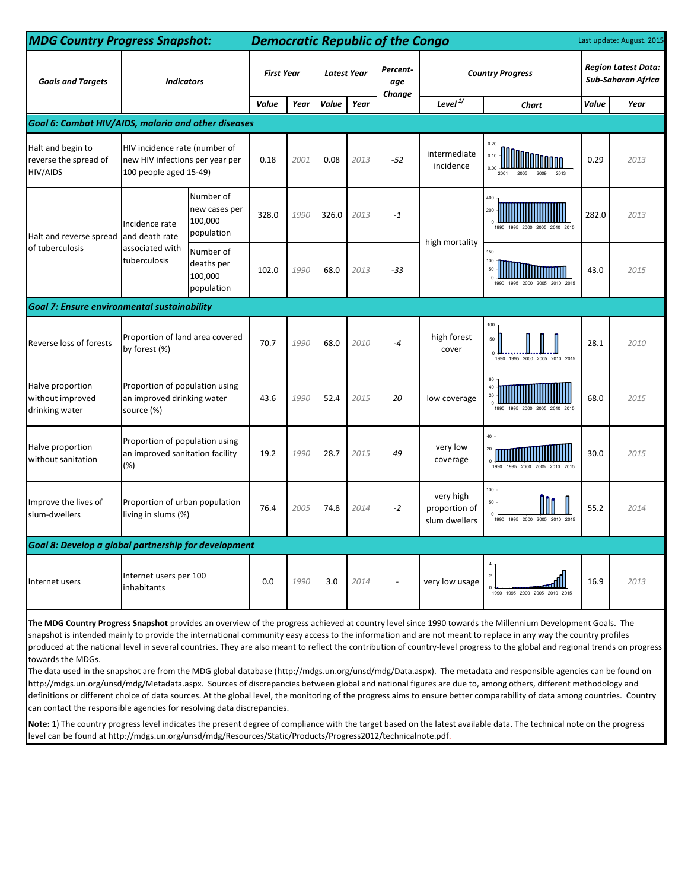## MDG Country Progress Snapshot: Democratic Republic of the Congo

Last update: August. 2015

| Goals and Targets | Indicators | | First Year | | Latest Year | | Percent-age Change | Country Progress | | Region Latest Data: Sub-Saharan Africa | |
|---|---|---|---|---|---|---|---|---|---|---|---|
| | | | Value | Year | Value | Year | | Level [1] | Chart | Value | Year |
| ***Goal 6: Combat HIV/AIDS, malaria and other diseases*** | | | | | | | | | | | |
| Halt and begin to reverse the spread of HIV/AIDS | HIV incidence rate (number of new HIV infections per year per 100 people aged 15-49) | | 0.18 | 2001 | 0.08 | 2013 | -52 | intermediate incidence | 0.20 0.10 0.00 2001 2005 2009 2013 | 0.29 | 2013 |
| Halt and reverse spread of tuberculosis | Incidence rate and death rate associated with tuberculosis | Number of new cases per 100,000 population | 328.0 | 1990 | 326.0 | 2013 | -1 | high mortality | 400 200 0 1990 1995 2000 2005 2010 2015 | 282.0 | 2013 |
| | | Number of deaths per 100,000 population | 102.0 | 1990 | 68.0 | 2013 | -33 | | 150 100 50 0 1990 1995 2000 2005 2010 2015 | 43.0 | 2015 |
| ***Goal 7: Ensure environmental sustainability*** | | | | | | | | | | | |
| Reverse loss of forests | Proportion of land area covered by forest (%) | | 70.7 | 1990 | 68.0 | 2010 | -4 | high forest cover | 100 50 0 1990 1995 2000 2005 2010 2015 | 28.1 | 2010 |
| Halve proportion without improved drinking water | Proportion of population using an improved drinking water source (%) | | 43.6 | 1990 | 52.4 | 2015 | 20 | low coverage | 60 40 20 0 1990 1995 2000 2005 2010 2015 | 68.0 | 2015 |
| Halve proportion without sanitation | Proportion of population using an improved sanitation facility (%) | | 19.2 | 1990 | 28.7 | 2015 | 49 | very low coverage | 40 20 0 1990 1995 2000 2005 2010 2015 | 30.0 | 2015 |
| Improve the lives of slum-dwellers | Proportion of urban population living in slums (%) | | 76.4 | 2005 | 74.8 | 2014 | -2 | very high proportion of slum dwellers | 100 50 0 1990 1995 2000 2005 2010 2015 | 55.2 | 2014 |
| ***Goal 8: Develop a global partnership for development*** | | | | | | | | | | | |
| Internet users | Internet users per 100 inhabitants | | 0.0 | 1990 | 3.0 | 2014 | - | very low usage | 4 2 0 1990 1995 2000 2005 2010 2015 | 16.9 | 2013 |

**The MDG Country Progress Snapshot** provides an overview of the progress achieved at country level since 1990 towards the Millennium Development Goals. The snapshot is intended mainly to provide the international community easy access to the information and are not meant to replace in any way the country profiles produced at the national level in several countries. They are also meant to reflect the contribution of country-level progress to the global and regional trends on progress towards the MDGs.

The data used in the snapshot are from the MDG global database (http://mdgs.un.org/unsd/mdg/Data.aspx). The metadata and responsible agencies can be found on http://mdgs.un.org/unsd/mdg/Metadata.aspx. Sources of discrepancies between global and national figures are due to, among others, different methodology and definitions or different choice of data sources. At the global level, the monitoring of the progress aims to ensure better comparability of data among countries. Country can contact the responsible agencies for resolving data discrepancies.

**Note:** 1) The country progress level indicates the present degree of compliance with the target based on the latest available data. The technical note on the progress level can be found at http://mdgs.un.org/unsd/mdg/Resources/Static/Products/Progress2012/technicalnote.pdf.